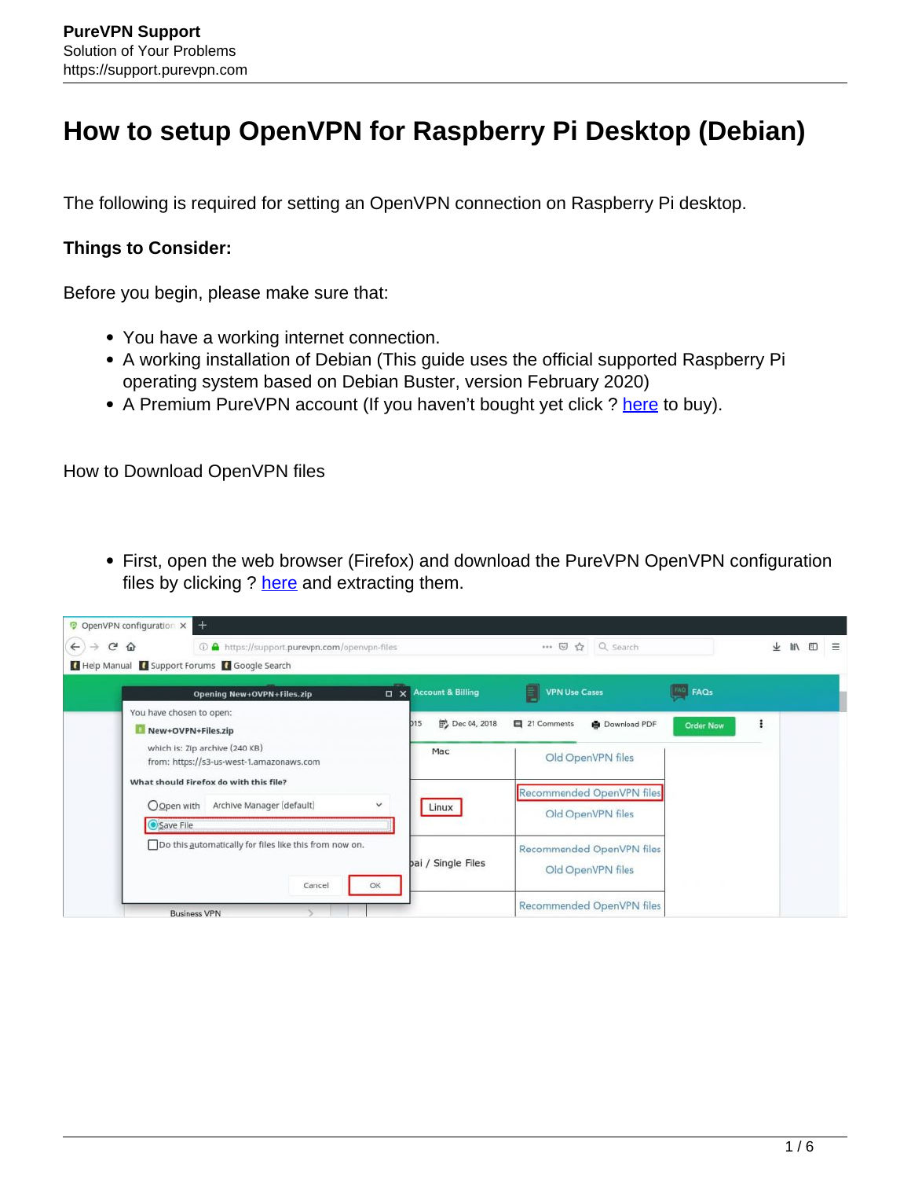# How to setup OpenVPN for Raspberry Pi Desktop (Debian)

The following is required for setting an OpenVPN connection on Raspberry Pi desktop.

**Things to Consider:**

Before you begin, please make sure that:

- You have a working internet connection.
- A working installation of Debian (This guide uses the official supported Raspberry Pi operating system based on Debian Buster, version February 2020)
- A Premium PureVPN account (If you haven't bought yet click ? here to buy).

How to Download OpenVPN files

- First, open the web browser (Firefox) and download the PureVPN OpenVPN configuration files by clicking ? here and extracting them.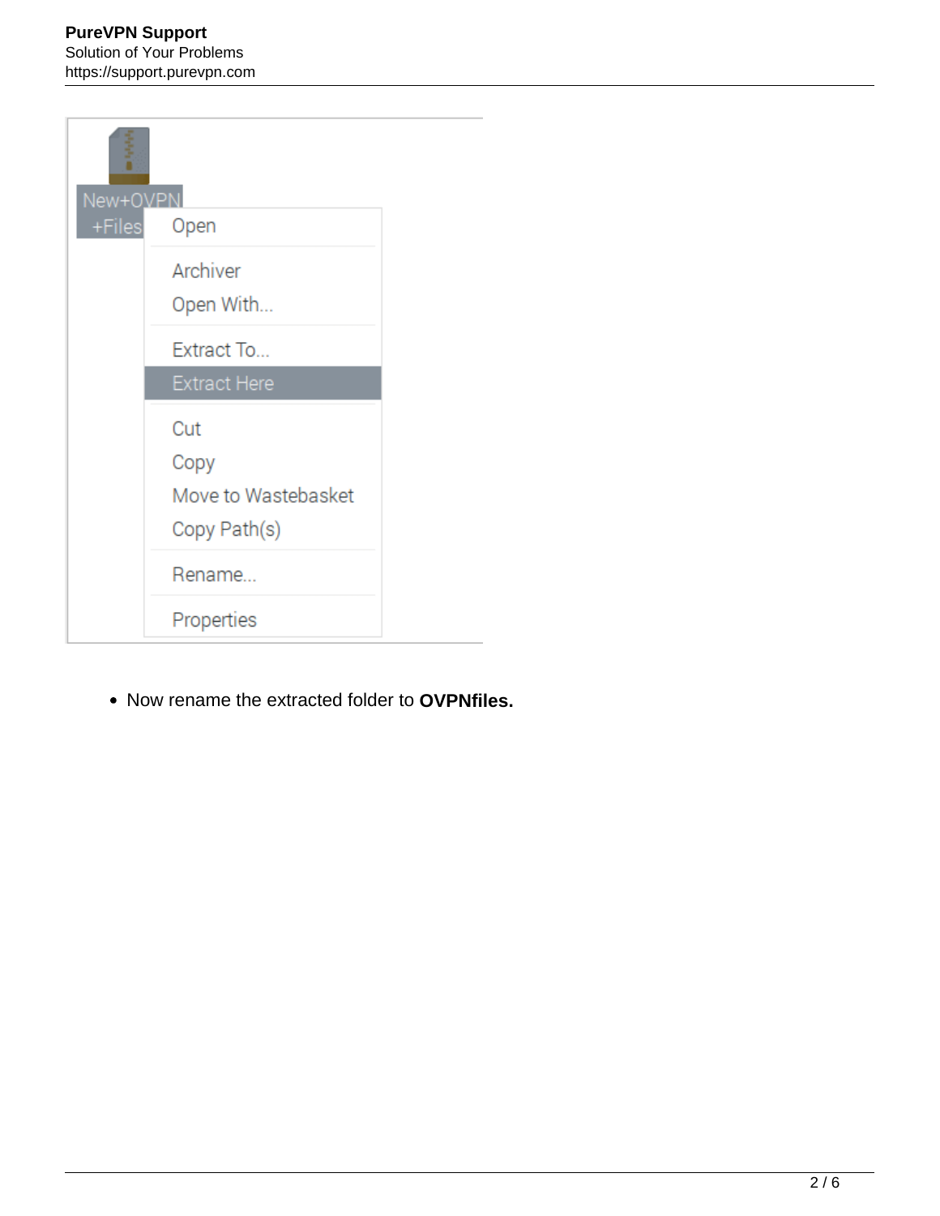- Now rename the extracted folder to **OVPNfiles.**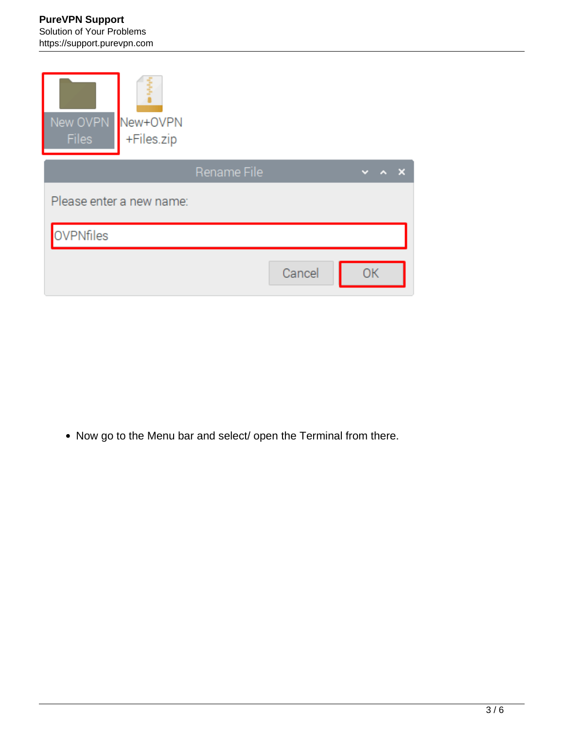- Now go to the Menu bar and select/ open the Terminal from there.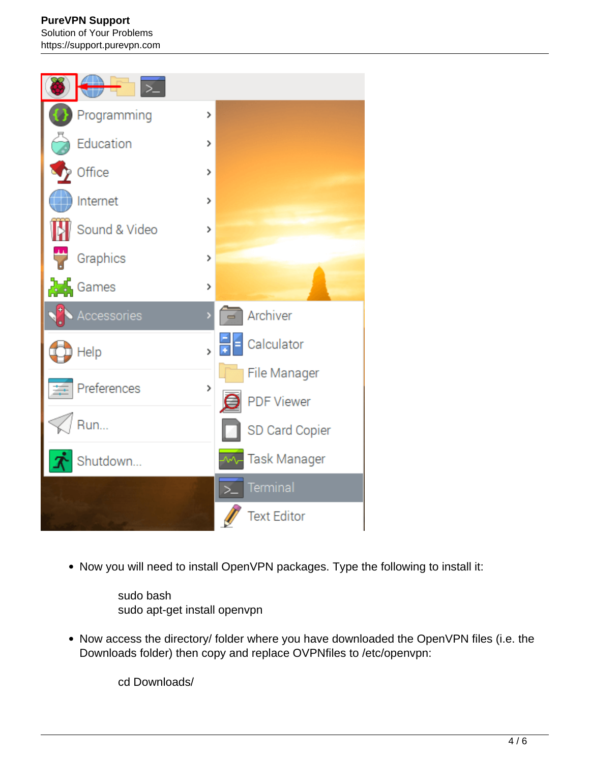- Now you will need to install OpenVPN packages. Type the following to install it:

```
sudo bash
sudo apt-get install openvpn
```

- Now access the directory/ folder where you have downloaded the OpenVPN files (i.e. the Downloads folder) then copy and replace OVPNfiles to /etc/openvpn:

```
cd Downloads/
```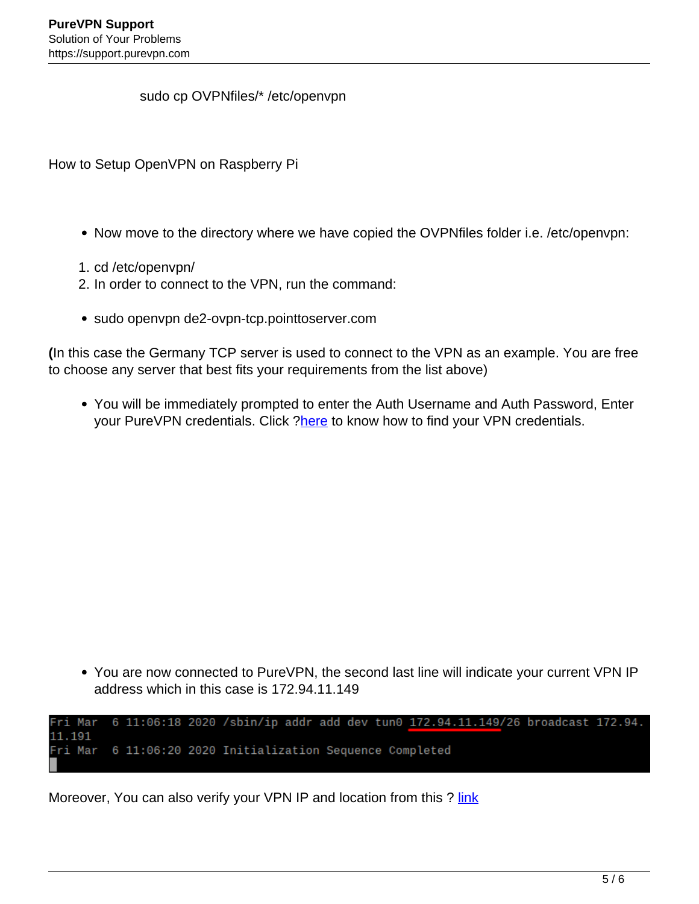sudo cp OVPNfiles/* /etc/openvpn

How to Setup OpenVPN on Raspberry Pi

- Now move to the directory where we have copied the OVPNfiles folder i.e. /etc/openvpn:

1. cd /etc/openvpn/
2. In order to connect to the VPN, run the command:

- sudo openvpn de2-ovpn-tcp.pointtoserver.com

**(**In this case the Germany TCP server is used to connect to the VPN as an example. You are free to choose any server that best fits your requirements from the list above)

- You will be immediately prompted to enter the Auth Username and Auth Password, Enter your PureVPN credentials. Click ?[here](#) to know how to find your VPN credentials.

- You are now connected to PureVPN, the second last line will indicate your current VPN IP address which in this case is 172.94.11.149

```
Fri Mar  6 11:06:18 2020 /sbin/ip addr add dev tun0 172.94.11.149/26 broadcast 172.94.
11.191
Fri Mar  6 11:06:20 2020 Initialization Sequence Completed
```

Moreover, You can also verify your VPN IP and location from this ? [link](#)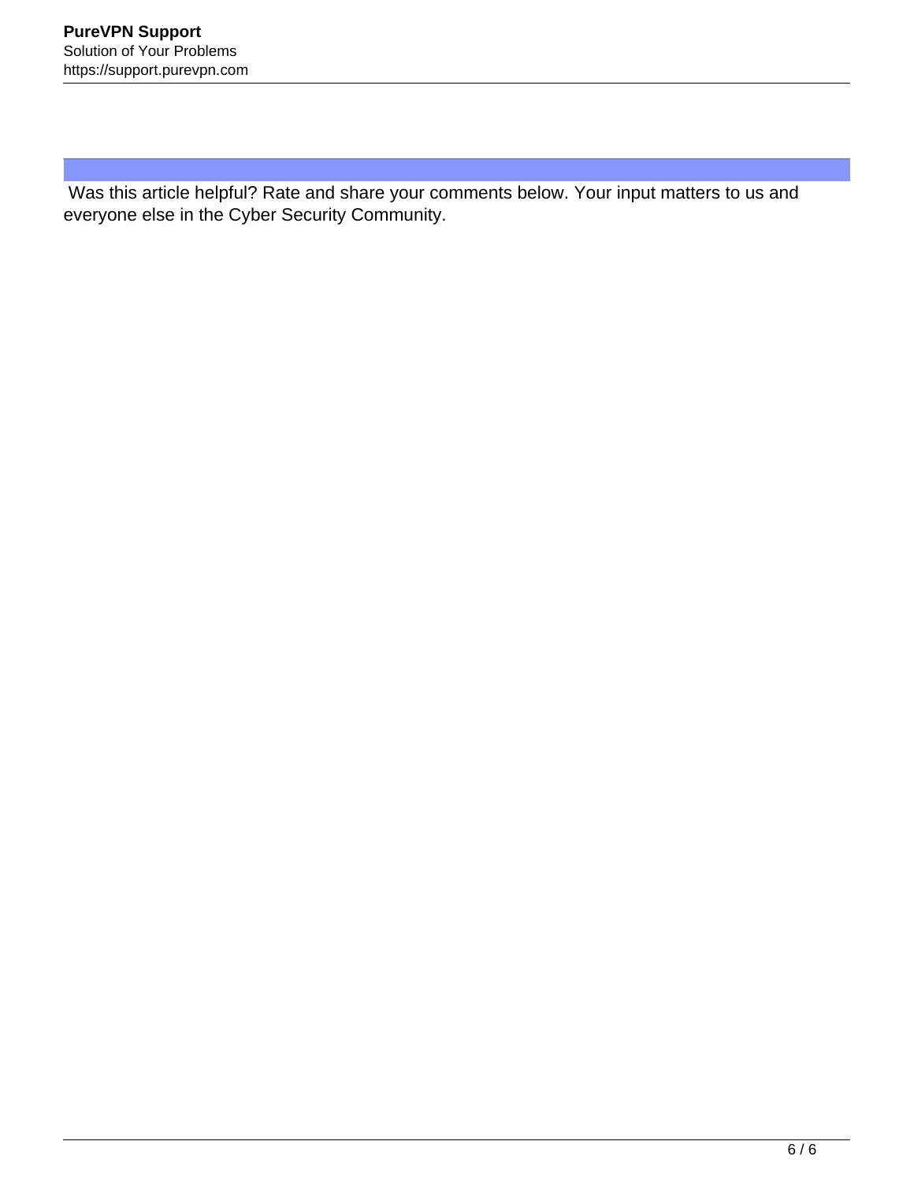Was this article helpful? Rate and share your comments below. Your input matters to us and everyone else in the Cyber Security Community.